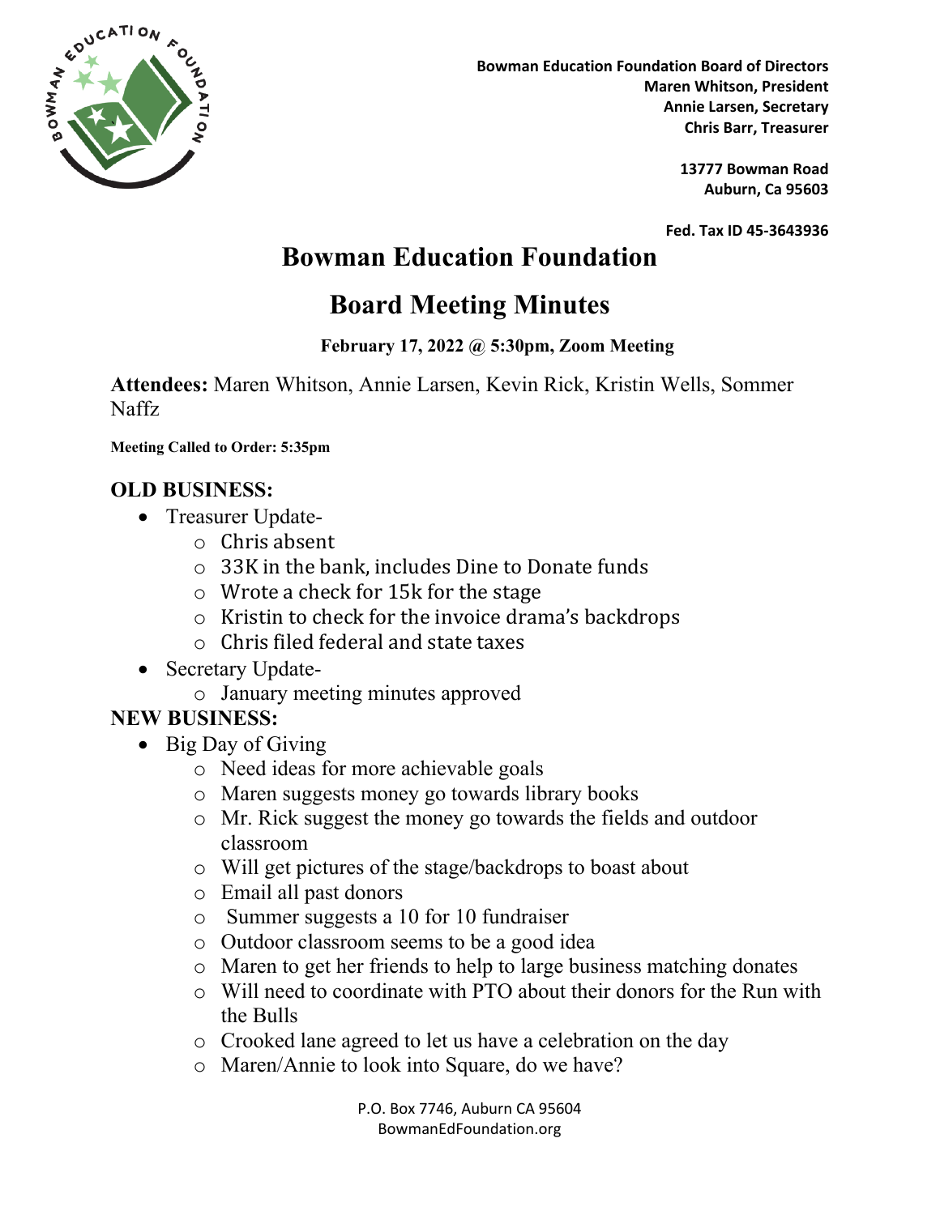Bowman Education Foundation Board of Directors
Maren Whitson, President
Annie Larsen, Secretary
Chris Barr, Treasurer

13777 Bowman Road
Auburn, Ca 95603

Fed. Tax ID 45-3643936

# Bowman Education Foundation

# Board Meeting Minutes

**February 17, 2022 @ 5:30pm, Zoom Meeting**

**Attendees:** Maren Whitson, Annie Larsen, Kevin Rick, Kristin Wells, Sommer Naffz

**Meeting Called to Order: 5:35pm**

## OLD BUSINESS:

- Treasurer Update-
  - Chris absent
  - 33K in the bank, includes Dine to Donate funds
  - Wrote a check for 15k for the stage
  - Kristin to check for the invoice drama's backdrops
  - Chris filed federal and state taxes
- Secretary Update-
  - January meeting minutes approved

## NEW BUSINESS:

- Big Day of Giving
  - Need ideas for more achievable goals
  - Maren suggests money go towards library books
  - Mr. Rick suggest the money go towards the fields and outdoor classroom
  - Will get pictures of the stage/backdrops to boast about
  - Email all past donors
  - Summer suggests a 10 for 10 fundraiser
  - Outdoor classroom seems to be a good idea
  - Maren to get her friends to help to large business matching donates
  - Will need to coordinate with PTO about their donors for the Run with the Bulls
  - Crooked lane agreed to let us have a celebration on the day
  - Maren/Annie to look into Square, do we have?

P.O. Box 7746, Auburn CA 95604
BowmanEdFoundation.org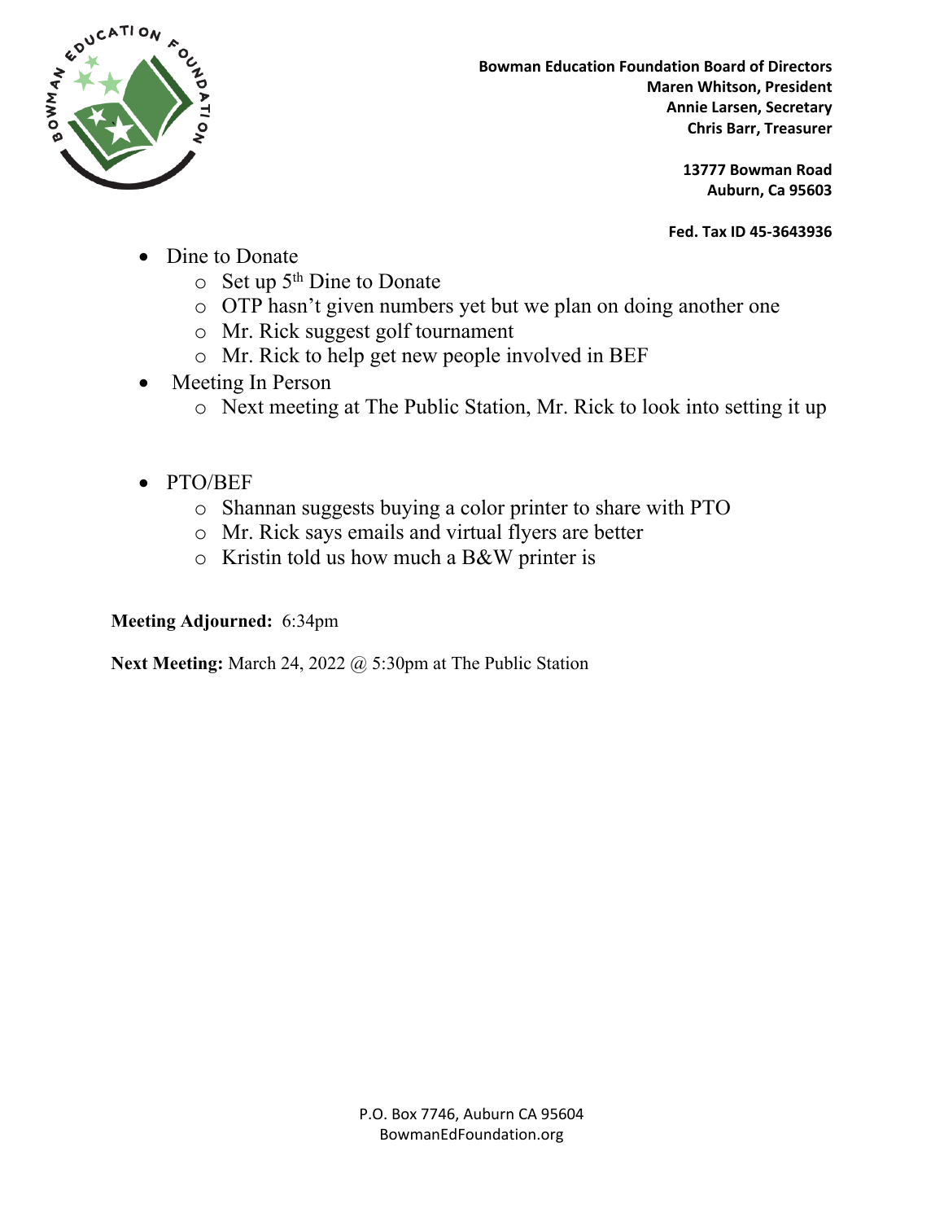Bowman Education Foundation Board of Directors
Maren Whitson, President
Annie Larsen, Secretary
Chris Barr, Treasurer

13777 Bowman Road
Auburn, Ca 95603

Fed. Tax ID 45-3643936

- Dine to Donate
  - Set up 5th Dine to Donate
  - OTP hasn't given numbers yet but we plan on doing another one
  - Mr. Rick suggest golf tournament
  - Mr. Rick to help get new people involved in BEF
- Meeting In Person
  - Next meeting at The Public Station, Mr. Rick to look into setting it up
- PTO/BEF
  - Shannan suggests buying a color printer to share with PTO
  - Mr. Rick says emails and virtual flyers are better
  - Kristin told us how much a B&W printer is

**Meeting Adjourned:** 6:34pm

**Next Meeting:** March 24, 2022 @ 5:30pm at The Public Station

P.O. Box 7746, Auburn CA 95604
BowmanEdFoundation.org